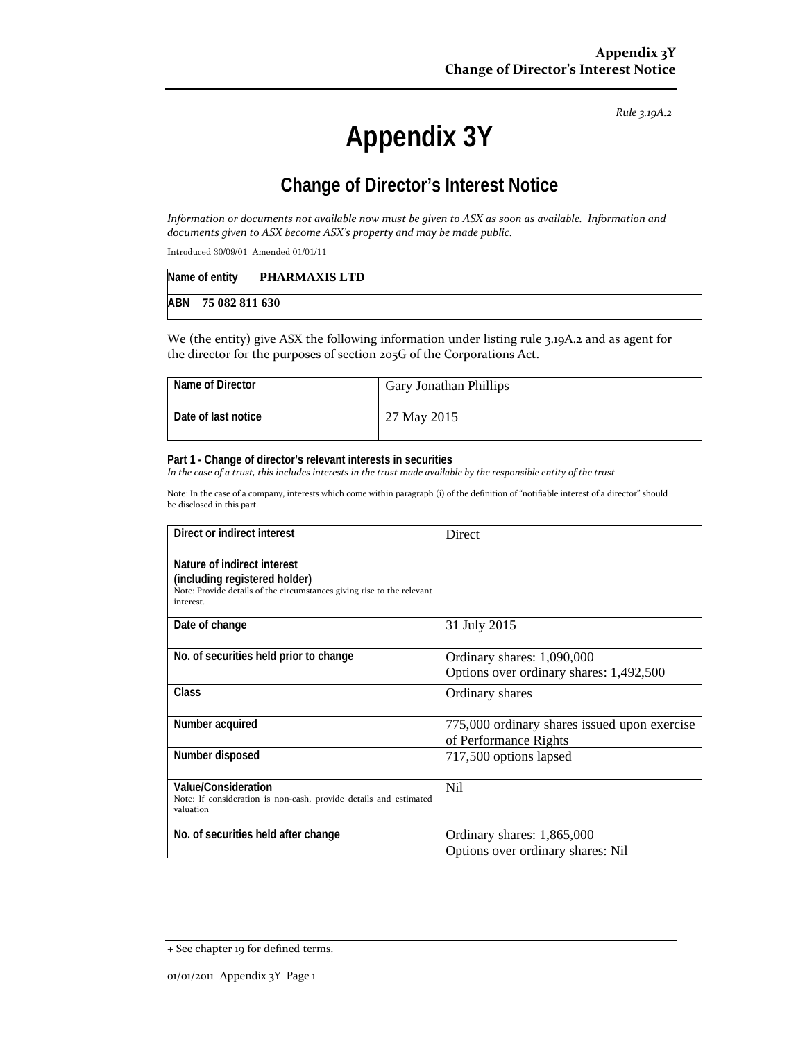*Rule 3.19A.2*

# Appendix 3Y

## Change of Director's Interest Notice

*Information or documents not available now must be given to ASX as soon as available. Information and documents given to ASX become ASX's property and may be made public.*

Introduced 30/09/01 Amended 01/01/11

| Name of entity | **PHARMAXIS LTD** |
|---|---|
| ABN | **75 082 811 630** |

We (the entity) give ASX the following information under listing rule 3.19A.2 and as agent for the director for the purposes of section 205G of the Corporations Act.

| Name of Director | Gary Jonathan Phillips |
|---|---|
| Date of last notice | 27 May 2015 |

**Part 1 - Change of director's relevant interests in securities**

*In the case of a trust, this includes interests in the trust made available by the responsible entity of the trust*

Note: In the case of a company, interests which come within paragraph (i) of the definition of "notifiable interest of a director" should be disclosed in this part.

| Direct or indirect interest | Direct |
|---|---|
| **Nature of indirect interest (including registered holder)**<br>Note: Provide details of the circumstances giving rise to the relevant interest. | |
| **Date of change** | 31 July 2015 |
| **No. of securities held prior to change** | Ordinary shares: 1,090,000<br>Options over ordinary shares: 1,492,500 |
| **Class** | Ordinary shares |
| **Number acquired** | 775,000 ordinary shares issued upon exercise of Performance Rights |
| **Number disposed** | 717,500 options lapsed |
| **Value/Consideration**<br>Note: If consideration is non-cash, provide details and estimated valuation | Nil |
| **No. of securities held after change** | Ordinary shares: 1,865,000<br>Options over ordinary shares: Nil |

+ See chapter 19 for defined terms.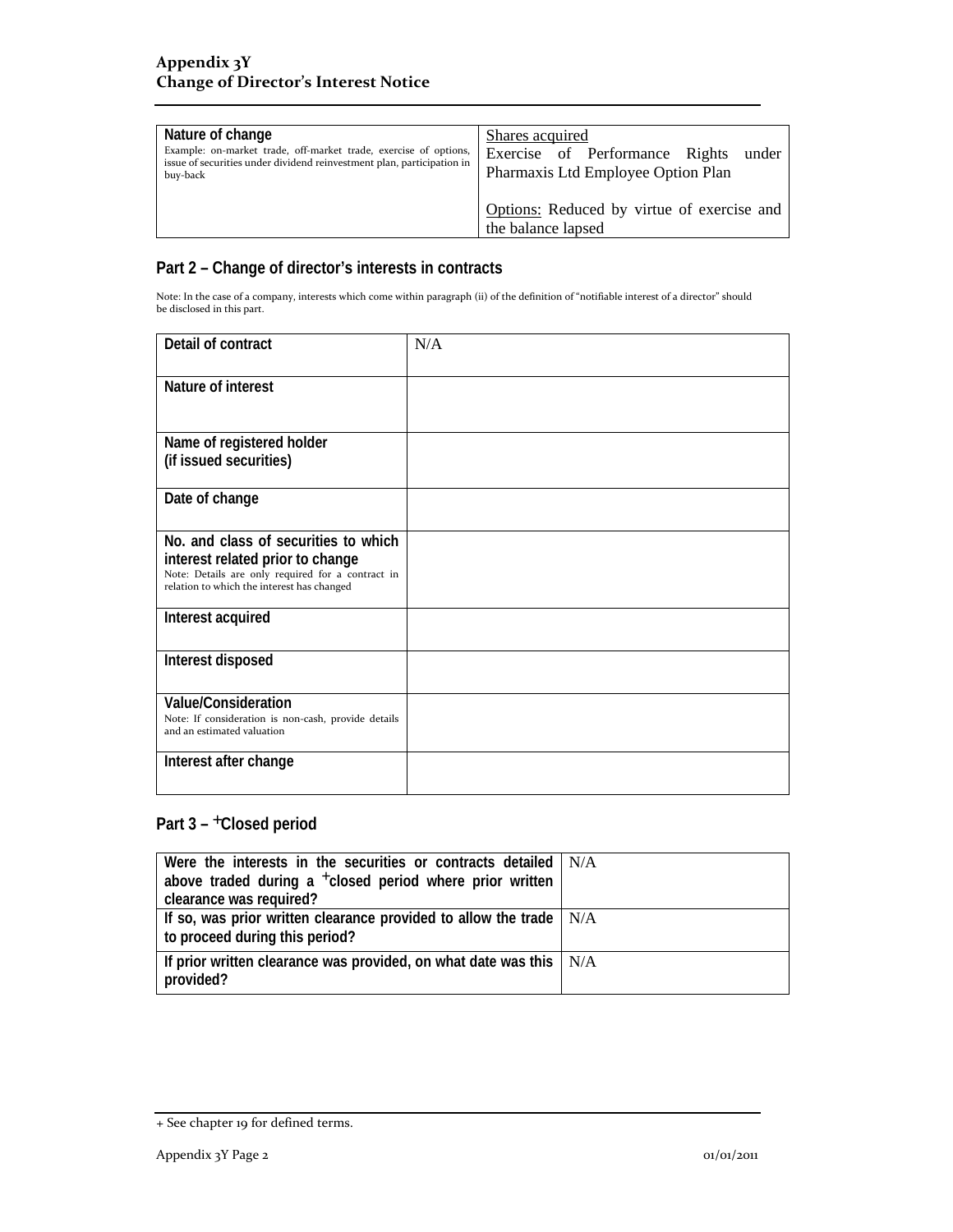| | |
|---|---|
| **Nature of change**<br>Example: on-market trade, off-market trade, exercise of options, issue of securities under dividend reinvestment plan, participation in buy-back | Shares acquired<br>Exercise of Performance Rights under Pharmaxis Ltd Employee Option Plan<br><br>Options: Reduced by virtue of exercise and the balance lapsed |

## Part 2 – Change of director's interests in contracts

Note: In the case of a company, interests which come within paragraph (ii) of the definition of "notifiable interest of a director" should be disclosed in this part.

| | |
|---|---|
| **Detail of contract** | N/A |
| **Nature of interest** | |
| **Name of registered holder (if issued securities)** | |
| **Date of change** | |
| **No. and class of securities to which interest related prior to change**<br>Note: Details are only required for a contract in relation to which the interest has changed | |
| **Interest acquired** | |
| **Interest disposed** | |
| **Value/Consideration**<br>Note: If consideration is non-cash, provide details and an estimated valuation | |
| **Interest after change** | |

## Part 3 – +Closed period

| | |
|---|---|
| **Were the interests in the securities or contracts detailed above traded during a +closed period where prior written clearance was required?** | N/A |
| **If so, was prior written clearance provided to allow the trade to proceed during this period?** | N/A |
| **If prior written clearance was provided, on what date was this provided?** | N/A |

+ See chapter 19 for defined terms.